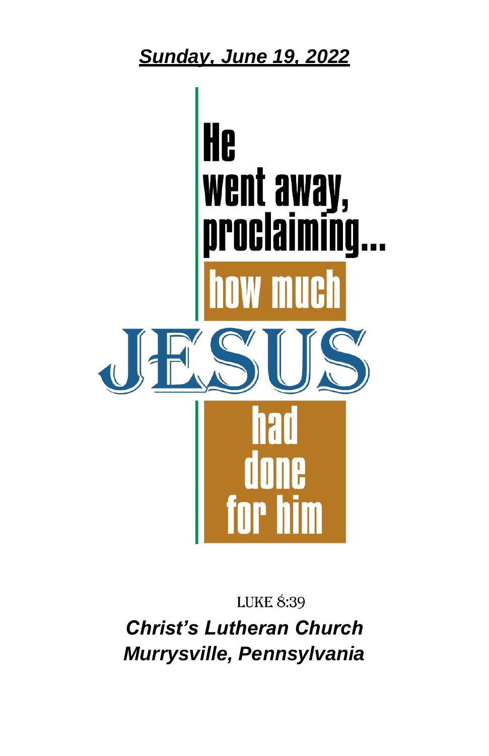***Sunday, June 19, 2022***

He went away, proclaiming... how much JESUS had done for him

LUKE 8:39

***Christ's Lutheran Church***
***Murrysville, Pennsylvania***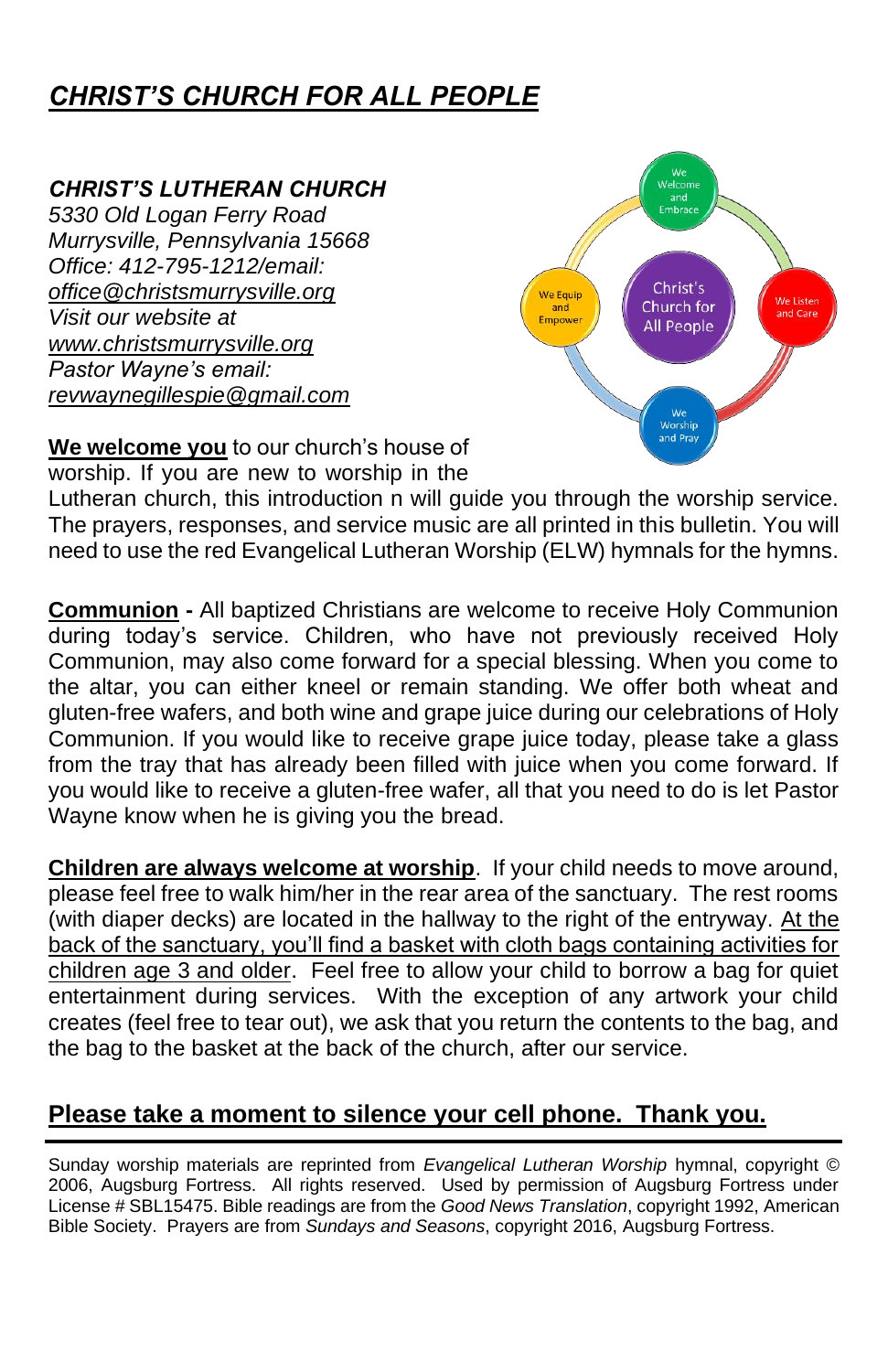# *CHRIST'S CHURCH FOR ALL PEOPLE*

***CHRIST'S LUTHERAN CHURCH***
*5330 Old Logan Ferry Road*
*Murrysville, Pennsylvania 15668*
*Office: 412-795-1212/email:*
*office@christsmurrysville.org*
*Visit our website at*
*www.christsmurrysville.org*
*Pastor Wayne's email:*
*revwaynegillespie@gmail.com*

**We welcome you** to our church's house of worship. If you are new to worship in the Lutheran church, this introduction n will guide you through the worship service. The prayers, responses, and service music are all printed in this bulletin. You will need to use the red Evangelical Lutheran Worship (ELW) hymnals for the hymns.

**Communion -** All baptized Christians are welcome to receive Holy Communion during today's service. Children, who have not previously received Holy Communion, may also come forward for a special blessing. When you come to the altar, you can either kneel or remain standing. We offer both wheat and gluten-free wafers, and both wine and grape juice during our celebrations of Holy Communion. If you would like to receive grape juice today, please take a glass from the tray that has already been filled with juice when you come forward. If you would like to receive a gluten-free wafer, all that you need to do is let Pastor Wayne know when he is giving you the bread.

**Children are always welcome at worship**. If your child needs to move around, please feel free to walk him/her in the rear area of the sanctuary. The rest rooms (with diaper decks) are located in the hallway to the right of the entryway. At the back of the sanctuary, you'll find a basket with cloth bags containing activities for children age 3 and older. Feel free to allow your child to borrow a bag for quiet entertainment during services. With the exception of any artwork your child creates (feel free to tear out), we ask that you return the contents to the bag, and the bag to the basket at the back of the church, after our service.

**Please take a moment to silence your cell phone. Thank you.**

---

Sunday worship materials are reprinted from *Evangelical Lutheran Worship* hymnal, copyright © 2006, Augsburg Fortress. All rights reserved. Used by permission of Augsburg Fortress under License # SBL15475. Bible readings are from the *Good News Translation*, copyright 1992, American Bible Society. Prayers are from *Sundays and Seasons*, copyright 2016, Augsburg Fortress.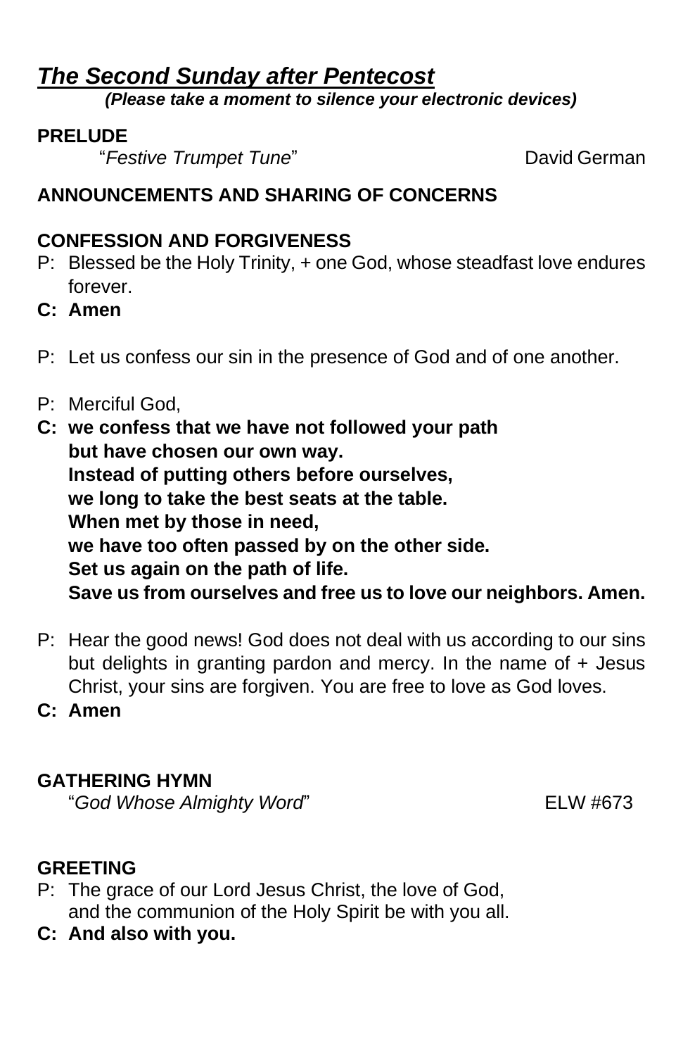# ***The Second Sunday after Pentecost***

***(Please take a moment to silence your electronic devices)***

**PRELUDE**

"*Festive Trumpet Tune*" David German

**ANNOUNCEMENTS AND SHARING OF CONCERNS**

**CONFESSION AND FORGIVENESS**

P: Blessed be the Holy Trinity, + one God, whose steadfast love endures forever.

**C: Amen**

P: Let us confess our sin in the presence of God and of one another.

P: Merciful God,

**C: we confess that we have not followed your path**
**but have chosen our own way.**
**Instead of putting others before ourselves,**
**we long to take the best seats at the table.**
**When met by those in need,**
**we have too often passed by on the other side.**
**Set us again on the path of life.**
**Save us from ourselves and free us to love our neighbors. Amen.**

P: Hear the good news! God does not deal with us according to our sins but delights in granting pardon and mercy. In the name of + Jesus Christ, your sins are forgiven. You are free to love as God loves.

**C: Amen**

**GATHERING HYMN**

"*God Whose Almighty Word*" ELW #673

**GREETING**

P: The grace of our Lord Jesus Christ, the love of God,
and the communion of the Holy Spirit be with you all.

**C: And also with you.**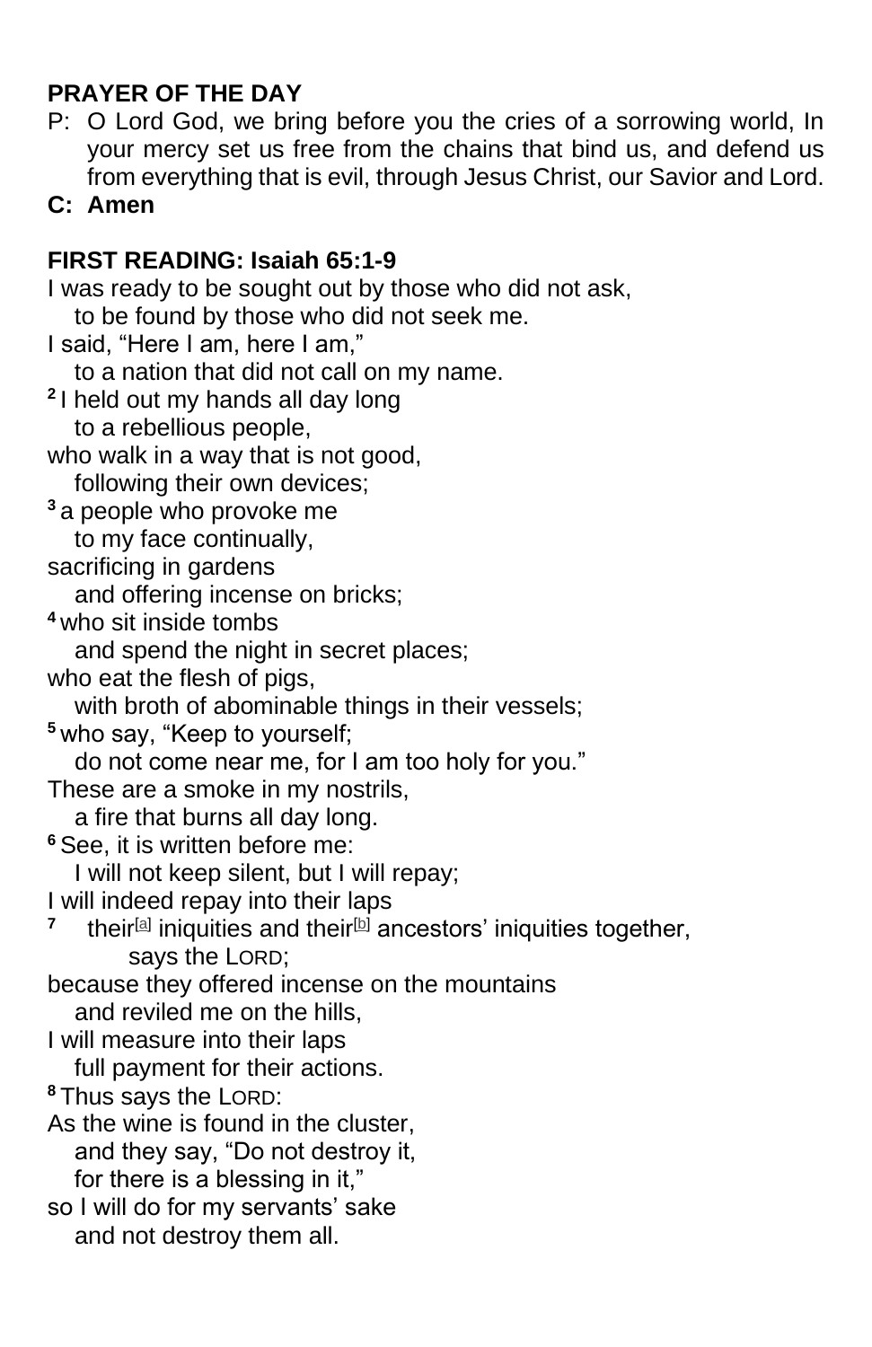**PRAYER OF THE DAY**

P: O Lord God, we bring before you the cries of a sorrowing world, In your mercy set us free from the chains that bind us, and defend us from everything that is evil, through Jesus Christ, our Savior and Lord.

**C: Amen**

**FIRST READING: Isaiah 65:1-9**

I was ready to be sought out by those who did not ask,
  to be found by those who did not seek me.
I said, "Here I am, here I am,"
  to a nation that did not call on my name.
**2** I held out my hands all day long
  to a rebellious people,
who walk in a way that is not good,
  following their own devices;
**3** a people who provoke me
  to my face continually,
sacrificing in gardens
  and offering incense on bricks;
**4** who sit inside tombs
  and spend the night in secret places;
who eat the flesh of pigs,
  with broth of abominable things in their vessels;
**5** who say, "Keep to yourself;
  do not come near me, for I am too holy for you."
These are a smoke in my nostrils,
  a fire that burns all day long.
**6** See, it is written before me:
  I will not keep silent, but I will repay;
I will indeed repay into their laps
**7**   their[a] iniquities and their[b] ancestors' iniquities together,
      says the LORD;
because they offered incense on the mountains
  and reviled me on the hills,
I will measure into their laps
  full payment for their actions.
**8** Thus says the LORD:
As the wine is found in the cluster,
  and they say, "Do not destroy it,
  for there is a blessing in it,"
so I will do for my servants' sake
  and not destroy them all.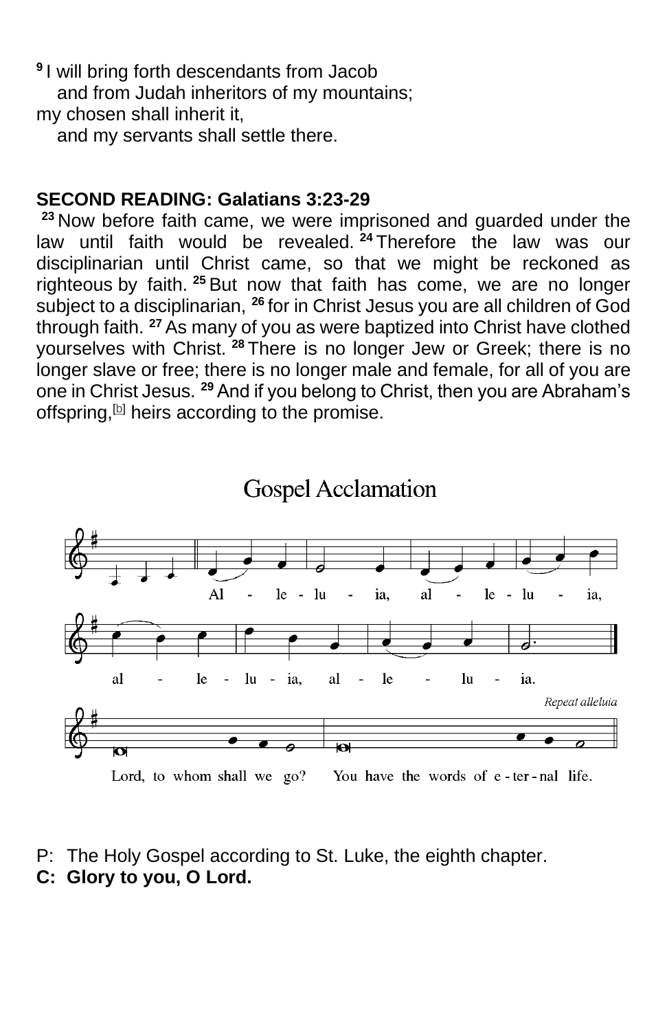[9] I will bring forth descendants from Jacob
    and from Judah inheritors of my mountains;
my chosen shall inherit it,
    and my servants shall settle there.

**SECOND READING: Galatians 3:23-29**

[23] Now before faith came, we were imprisoned and guarded under the law until faith would be revealed. [24] Therefore the law was our disciplinarian until Christ came, so that we might be reckoned as righteous by faith. [25] But now that faith has come, we are no longer subject to a disciplinarian, [26] for in Christ Jesus you are all children of God through faith. [27] As many of you as were baptized into Christ have clothed yourselves with Christ. [28] There is no longer Jew or Greek; there is no longer slave or free; there is no longer male and female, for all of you are one in Christ Jesus. [29] And if you belong to Christ, then you are Abraham's offspring,[b] heirs according to the promise.

## Gospel Acclamation

Al - le - lu - ia, al - le - lu - ia,
al - le - lu - ia, al - le - lu - ia.

*Repeat alleluia*

Lord, to whom shall we go? You have the words of e - ter - nal life.

P: The Holy Gospel according to St. Luke, the eighth chapter.
**C: Glory to you, O Lord.**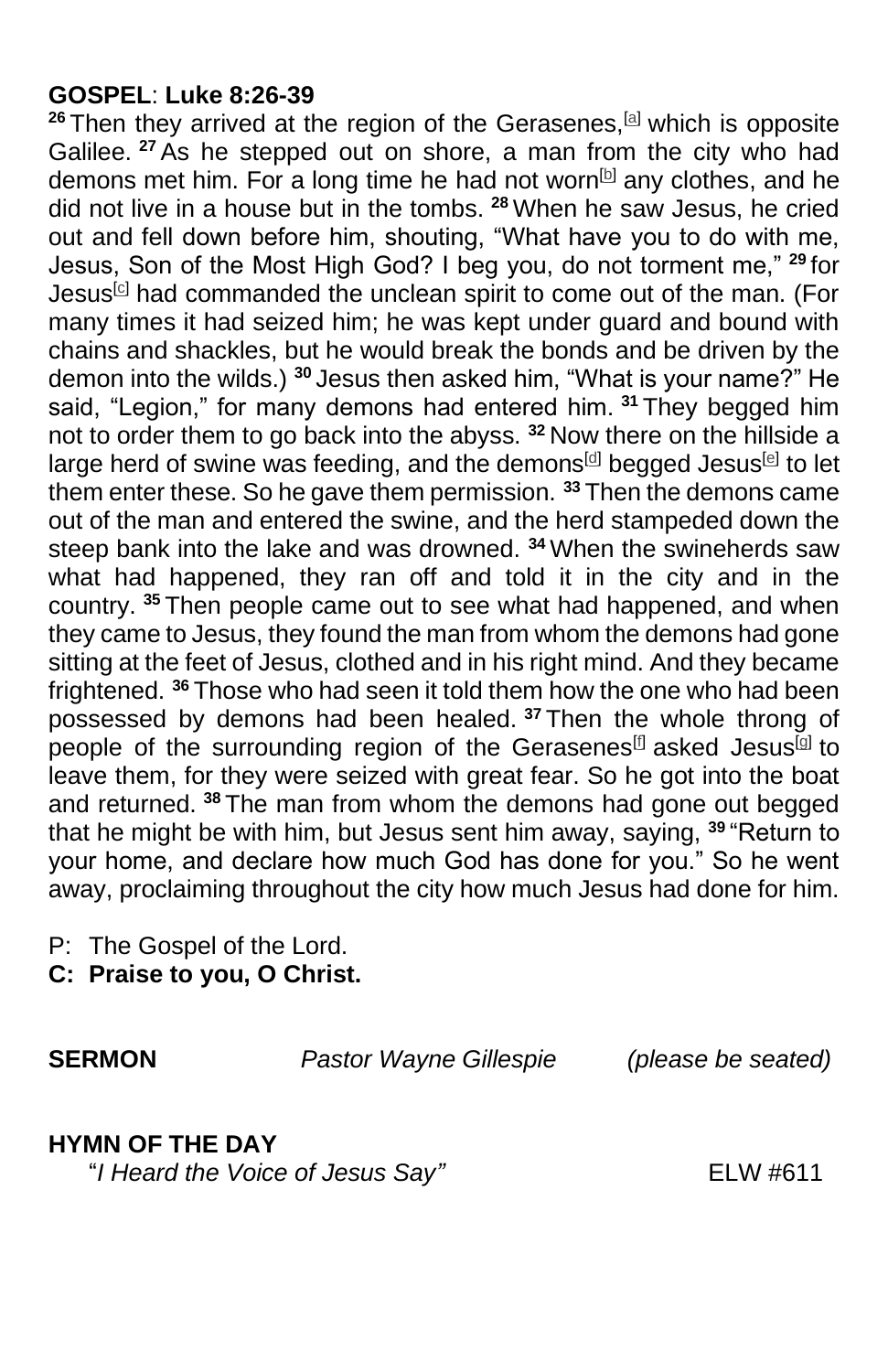**GOSPEL**: **Luke 8:26-39**

**26** Then they arrived at the region of the Gerasenes,[a] which is opposite Galilee. **27** As he stepped out on shore, a man from the city who had demons met him. For a long time he had not worn[b] any clothes, and he did not live in a house but in the tombs. **28** When he saw Jesus, he cried out and fell down before him, shouting, "What have you to do with me, Jesus, Son of the Most High God? I beg you, do not torment me," **29** for Jesus[c] had commanded the unclean spirit to come out of the man. (For many times it had seized him; he was kept under guard and bound with chains and shackles, but he would break the bonds and be driven by the demon into the wilds.) **30** Jesus then asked him, "What is your name?" He said, "Legion," for many demons had entered him. **31** They begged him not to order them to go back into the abyss. **32** Now there on the hillside a large herd of swine was feeding, and the demons[d] begged Jesus[e] to let them enter these. So he gave them permission. **33** Then the demons came out of the man and entered the swine, and the herd stampeded down the steep bank into the lake and was drowned. **34** When the swineherds saw what had happened, they ran off and told it in the city and in the country. **35** Then people came out to see what had happened, and when they came to Jesus, they found the man from whom the demons had gone sitting at the feet of Jesus, clothed and in his right mind. And they became frightened. **36** Those who had seen it told them how the one who had been possessed by demons had been healed. **37** Then the whole throng of people of the surrounding region of the Gerasenes[f] asked Jesus[g] to leave them, for they were seized with great fear. So he got into the boat and returned. **38** The man from whom the demons had gone out begged that he might be with him, but Jesus sent him away, saying, **39** "Return to your home, and declare how much God has done for you." So he went away, proclaiming throughout the city how much Jesus had done for him.

P: The Gospel of the Lord.
**C: Praise to you, O Christ.**

**SERMON** *Pastor Wayne Gillespie* *(please be seated)*

**HYMN OF THE DAY**
"*I Heard the Voice of Jesus Say"* ELW #611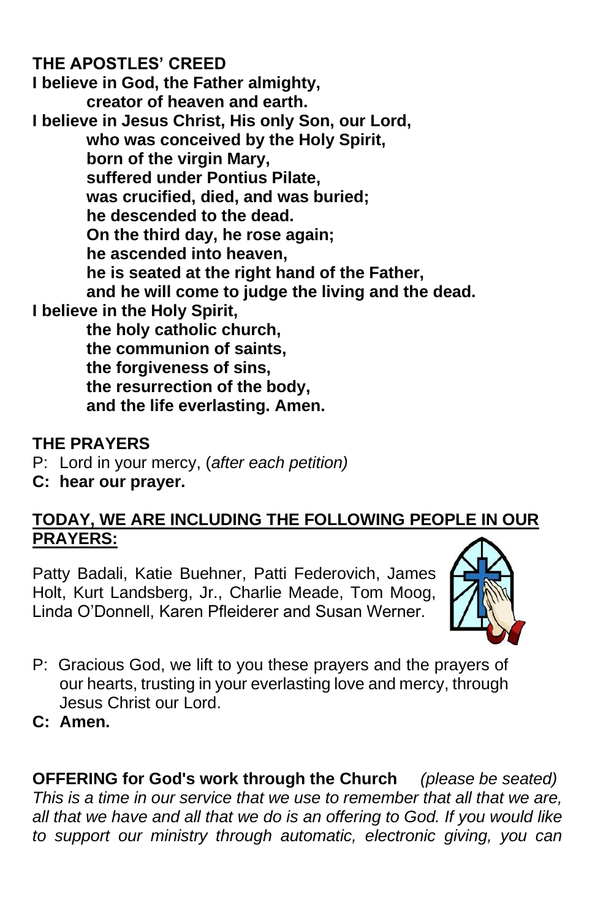**THE APOSTLES' CREED**

**I believe in God, the Father almighty,**
**creator of heaven and earth.**
**I believe in Jesus Christ, His only Son, our Lord,**
**who was conceived by the Holy Spirit,**
**born of the virgin Mary,**
**suffered under Pontius Pilate,**
**was crucified, died, and was buried;**
**he descended to the dead.**
**On the third day, he rose again;**
**he ascended into heaven,**
**he is seated at the right hand of the Father,**
**and he will come to judge the living and the dead.**
**I believe in the Holy Spirit,**
**the holy catholic church,**
**the communion of saints,**
**the forgiveness of sins,**
**the resurrection of the body,**
**and the life everlasting. Amen.**

**THE PRAYERS**

P: Lord in your mercy, (*after each petition*)
**C: hear our prayer.**

**<u>TODAY, WE ARE INCLUDING THE FOLLOWING PEOPLE IN OUR PRAYERS:</u>**

Patty Badali, Katie Buehner, Patti Federovich, James Holt, Kurt Landsberg, Jr., Charlie Meade, Tom Moog, Linda O'Donnell, Karen Pfleiderer and Susan Werner.

P: Gracious God, we lift to you these prayers and the prayers of our hearts, trusting in your everlasting love and mercy, through Jesus Christ our Lord.
**C: Amen.**

**OFFERING for God's work through the Church** *(please be seated)*
*This is a time in our service that we use to remember that all that we are, all that we have and all that we do is an offering to God. If you would like to support our ministry through automatic, electronic giving, you can*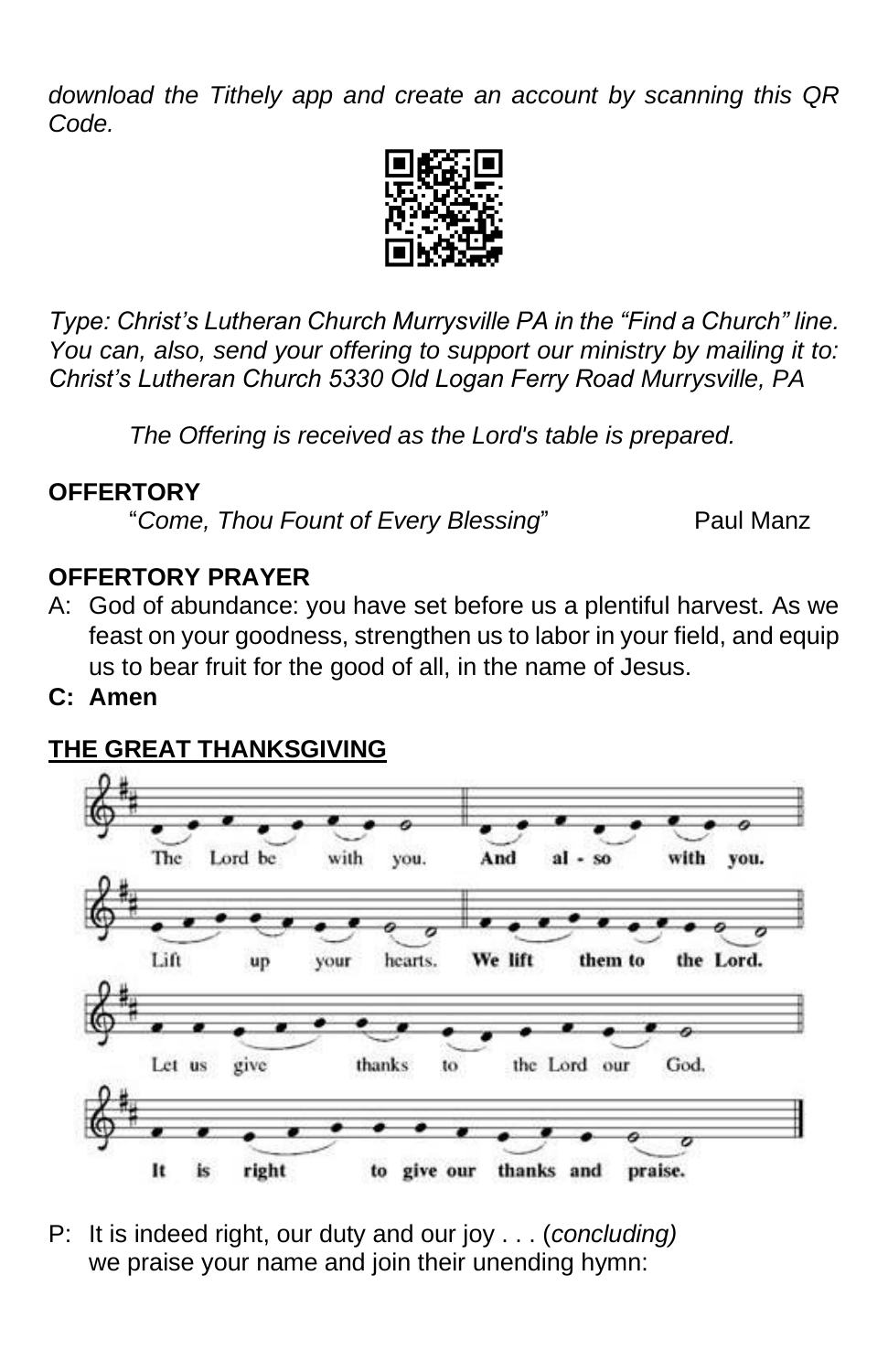*download the Tithely app and create an account by scanning this QR Code.*

*Type: Christ's Lutheran Church Murrysville PA in the "Find a Church" line. You can, also, send your offering to support our ministry by mailing it to: Christ's Lutheran Church 5330 Old Logan Ferry Road Murrysville, PA*

*The Offering is received as the Lord's table is prepared.*

**OFFERTORY**

"*Come, Thou Fount of Every Blessing*" Paul Manz

**OFFERTORY PRAYER**

A: God of abundance: you have set before us a plentiful harvest. As we feast on your goodness, strengthen us to labor in your field, and equip us to bear fruit for the good of all, in the name of Jesus.

**C: Amen**

**THE GREAT THANKSGIVING**

The Lord be with you. **And also with you.**

Lift up your hearts. **We lift them to the Lord.**

Let us give thanks to the Lord our God.

**It is right to give our thanks and praise.**

P: It is indeed right, our duty and our joy . . . (*concluding*)
we praise your name and join their unending hymn: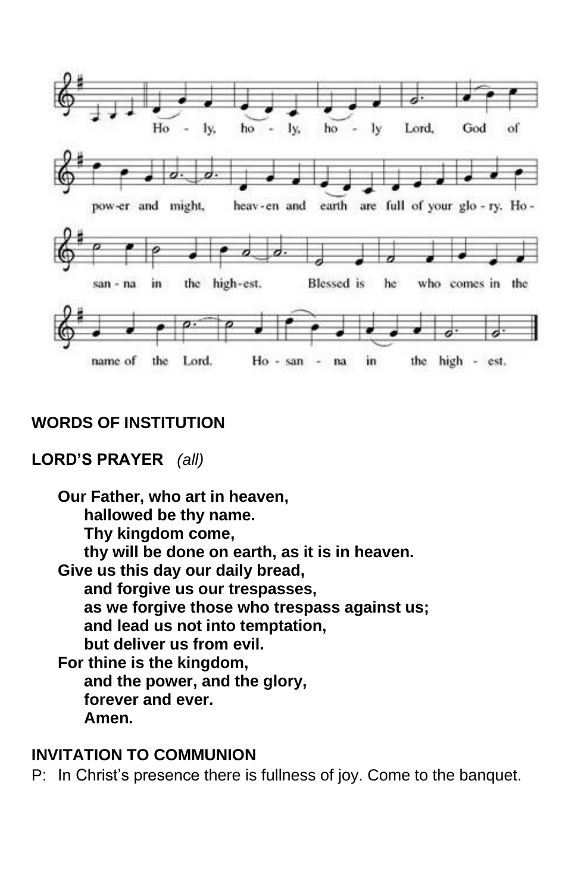Ho - ly, ho - ly, ho - ly Lord, God of pow-er and might, heav-en and earth are full of your glo - ry. Ho - san - na in the high-est. Blessed is he who comes in the name of the Lord. Ho - san - na in the high - est.

**WORDS OF INSTITUTION**

**LORD'S PRAYER** *(all)*

**Our Father, who art in heaven,**
**hallowed be thy name.**
**Thy kingdom come,**
**thy will be done on earth, as it is in heaven.**
**Give us this day our daily bread,**
**and forgive us our trespasses,**
**as we forgive those who trespass against us;**
**and lead us not into temptation,**
**but deliver us from evil.**
**For thine is the kingdom,**
**and the power, and the glory,**
**forever and ever.**
**Amen.**

**INVITATION TO COMMUNION**

P: In Christ's presence there is fullness of joy. Come to the banquet.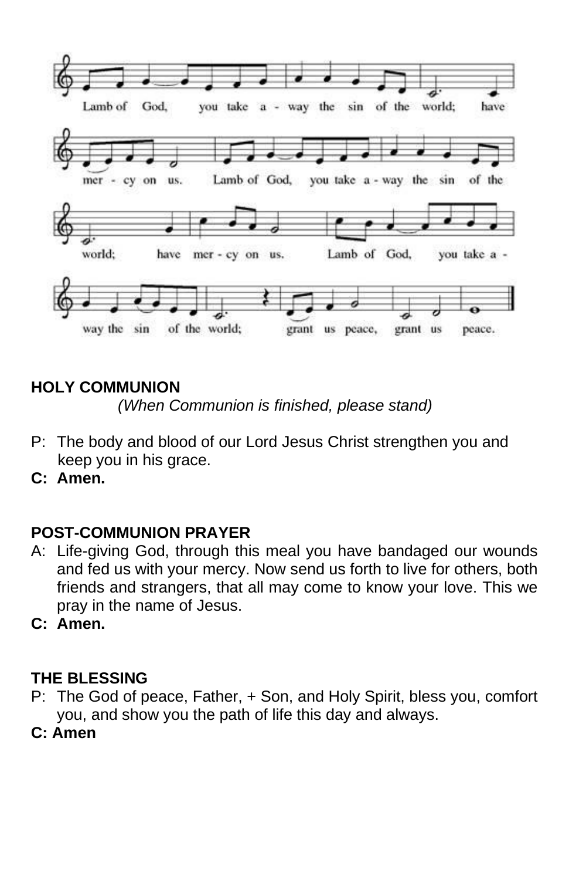Lamb of God, you take a - way the sin of the world; have mer - cy on us. Lamb of God, you take a - way the sin of the world; have mer - cy on us. Lamb of God, you take a - way the sin of the world; grant us peace, grant us peace.

**HOLY COMMUNION**

*(When Communion is finished, please stand)*

P: The body and blood of our Lord Jesus Christ strengthen you and keep you in his grace.

**C: Amen.**

**POST-COMMUNION PRAYER**

A: Life-giving God, through this meal you have bandaged our wounds and fed us with your mercy. Now send us forth to live for others, both friends and strangers, that all may come to know your love. This we pray in the name of Jesus.

**C: Amen.**

**THE BLESSING**

P: The God of peace, Father, + Son, and Holy Spirit, bless you, comfort you, and show you the path of life this day and always.

**C: Amen**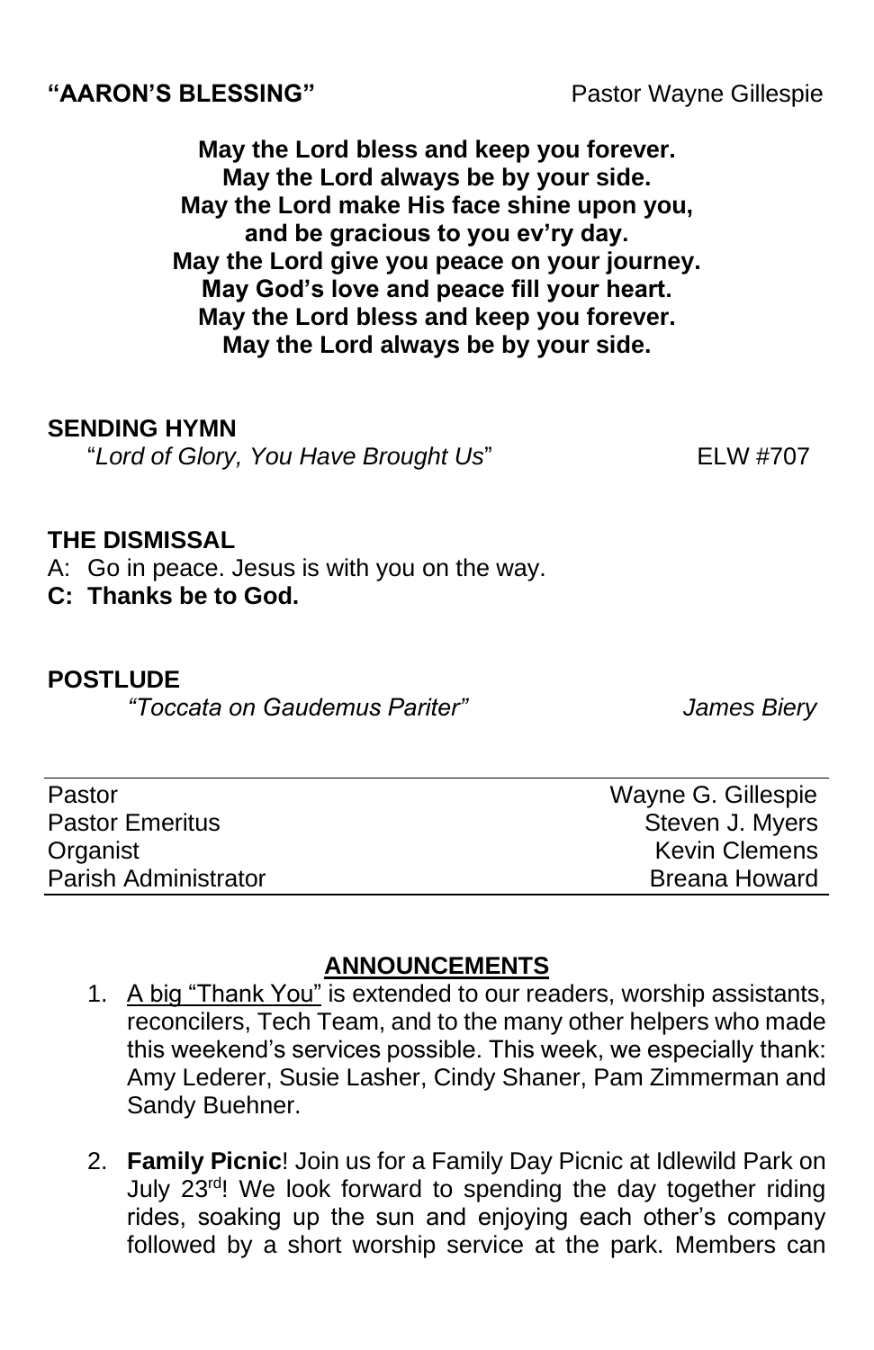**"AARON'S BLESSING"** Pastor Wayne Gillespie

**May the Lord bless and keep you forever.**
**May the Lord always be by your side.**
**May the Lord make His face shine upon you,**
**and be gracious to you ev'ry day.**
**May the Lord give you peace on your journey.**
**May God's love and peace fill your heart.**
**May the Lord bless and keep you forever.**
**May the Lord always be by your side.**

**SENDING HYMN**

"*Lord of Glory, You Have Brought Us*" ELW #707

**THE DISMISSAL**

A: Go in peace. Jesus is with you on the way.
**C: Thanks be to God.**

**POSTLUDE**

*"Toccata on Gaudemus Pariter"* *James Biery*

| | |
|---|---|
| Pastor | Wayne G. Gillespie |
| Pastor Emeritus | Steven J. Myers |
| Organist | Kevin Clemens |
| Parish Administrator | Breana Howard |

## ANNOUNCEMENTS

1. A big "Thank You" is extended to our readers, worship assistants, reconcilers, Tech Team, and to the many other helpers who made this weekend's services possible. This week, we especially thank: Amy Lederer, Susie Lasher, Cindy Shaner, Pam Zimmerman and Sandy Buehner.

2. **Family Picnic**! Join us for a Family Day Picnic at Idlewild Park on July 23rd! We look forward to spending the day together riding rides, soaking up the sun and enjoying each other's company followed by a short worship service at the park. Members can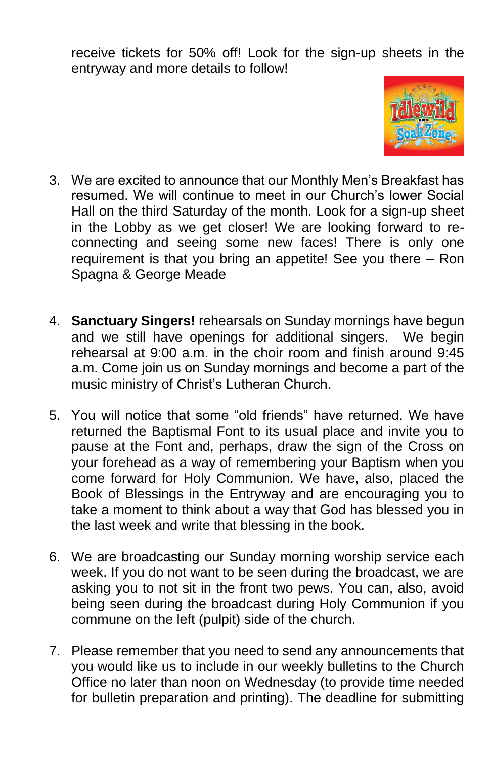receive tickets for 50% off! Look for the sign-up sheets in the entryway and more details to follow!

3. We are excited to announce that our Monthly Men's Breakfast has resumed. We will continue to meet in our Church's lower Social Hall on the third Saturday of the month. Look for a sign-up sheet in the Lobby as we get closer! We are looking forward to re-connecting and seeing some new faces! There is only one requirement is that you bring an appetite! See you there – Ron Spagna & George Meade

4. **Sanctuary Singers!** rehearsals on Sunday mornings have begun and we still have openings for additional singers. We begin rehearsal at 9:00 a.m. in the choir room and finish around 9:45 a.m. Come join us on Sunday mornings and become a part of the music ministry of Christ's Lutheran Church.

5. You will notice that some "old friends" have returned. We have returned the Baptismal Font to its usual place and invite you to pause at the Font and, perhaps, draw the sign of the Cross on your forehead as a way of remembering your Baptism when you come forward for Holy Communion. We have, also, placed the Book of Blessings in the Entryway and are encouraging you to take a moment to think about a way that God has blessed you in the last week and write that blessing in the book.

6. We are broadcasting our Sunday morning worship service each week. If you do not want to be seen during the broadcast, we are asking you to not sit in the front two pews. You can, also, avoid being seen during the broadcast during Holy Communion if you commune on the left (pulpit) side of the church.

7. Please remember that you need to send any announcements that you would like us to include in our weekly bulletins to the Church Office no later than noon on Wednesday (to provide time needed for bulletin preparation and printing). The deadline for submitting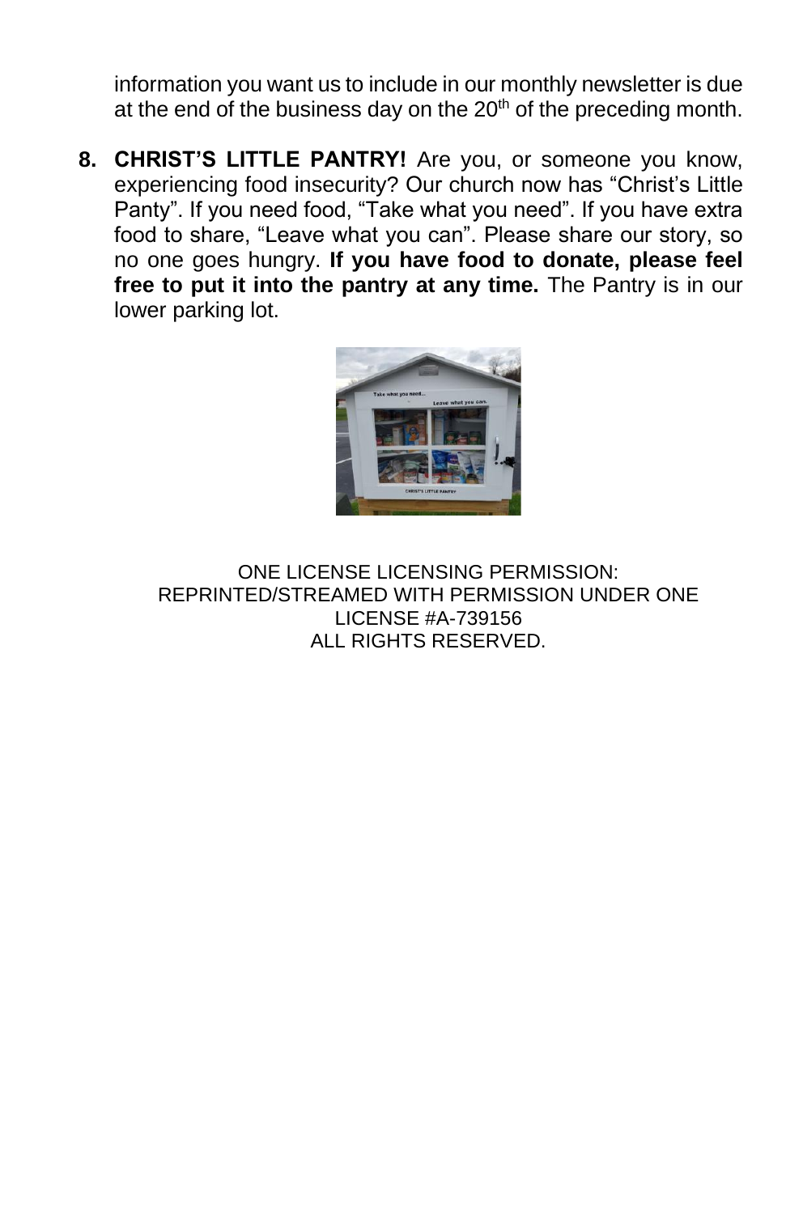information you want us to include in our monthly newsletter is due at the end of the business day on the 20th of the preceding month.

8. **CHRIST'S LITTLE PANTRY!** Are you, or someone you know, experiencing food insecurity? Our church now has "Christ's Little Panty". If you need food, "Take what you need". If you have extra food to share, "Leave what you can". Please share our story, so no one goes hungry. **If you have food to donate, please feel free to put it into the pantry at any time.** The Pantry is in our lower parking lot.

ONE LICENSE LICENSING PERMISSION:
REPRINTED/STREAMED WITH PERMISSION UNDER ONE LICENSE #A-739156
ALL RIGHTS RESERVED.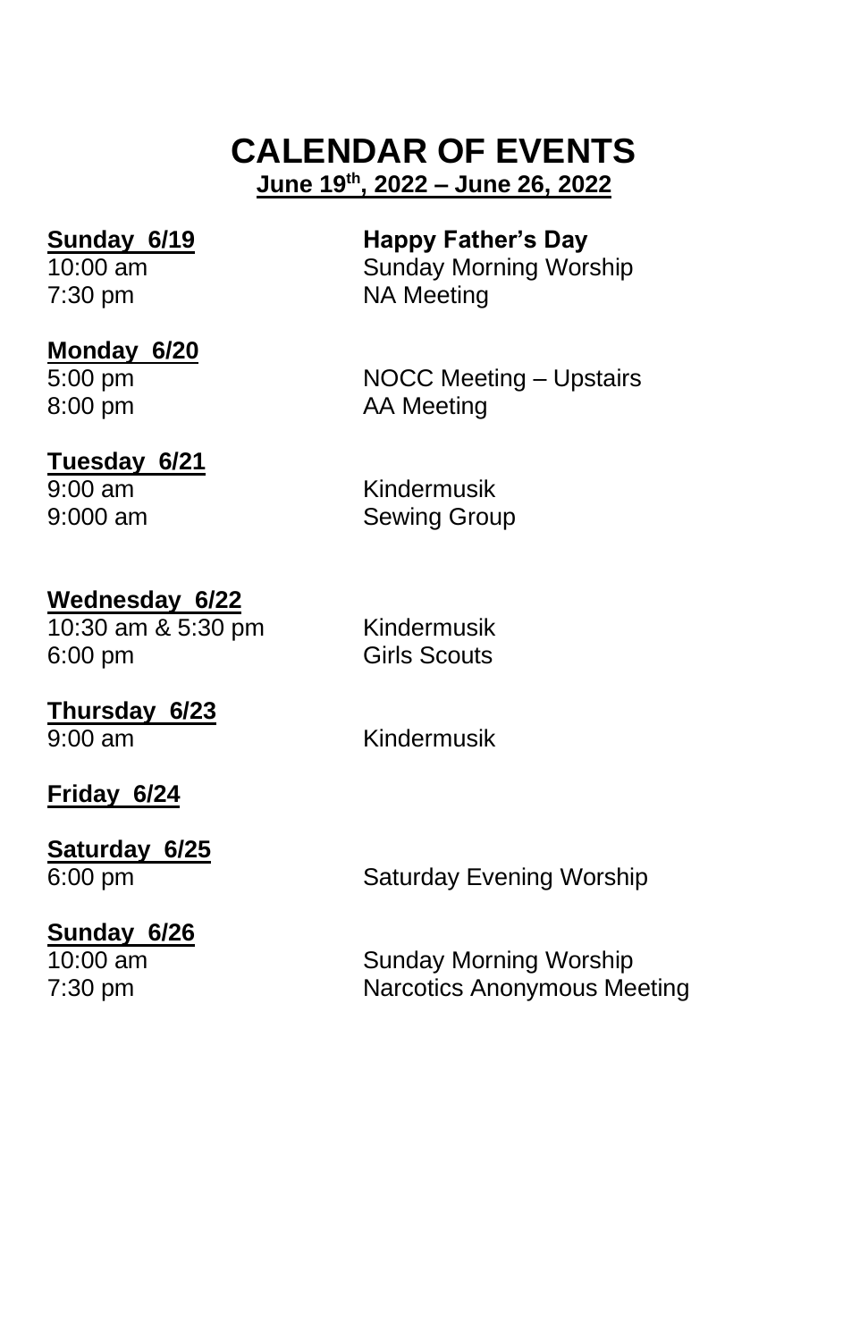# CALENDAR OF EVENTS

**June 19th, 2022 – June 26, 2022**

**Sunday 6/19** — **Happy Father's Day**

10:00 am — Sunday Morning Worship
7:30 pm — NA Meeting

**Monday 6/20**

5:00 pm — NOCC Meeting – Upstairs
8:00 pm — AA Meeting

**Tuesday 6/21**

9:00 am — Kindermusik
9:000 am — Sewing Group

**Wednesday 6/22**

10:30 am & 5:30 pm — Kindermusik
6:00 pm — Girls Scouts

**Thursday 6/23**

9:00 am — Kindermusik

**Friday 6/24**

**Saturday 6/25**

6:00 pm — Saturday Evening Worship

**Sunday 6/26**

10:00 am — Sunday Morning Worship
7:30 pm — Narcotics Anonymous Meeting